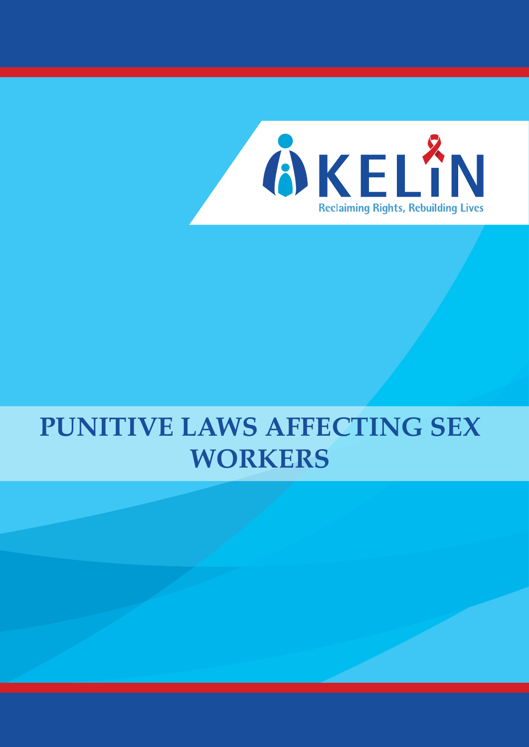KELIN

Reclaiming Rights, Rebuilding Lives

# PUNITIVE LAWS AFFECTING SEX WORKERS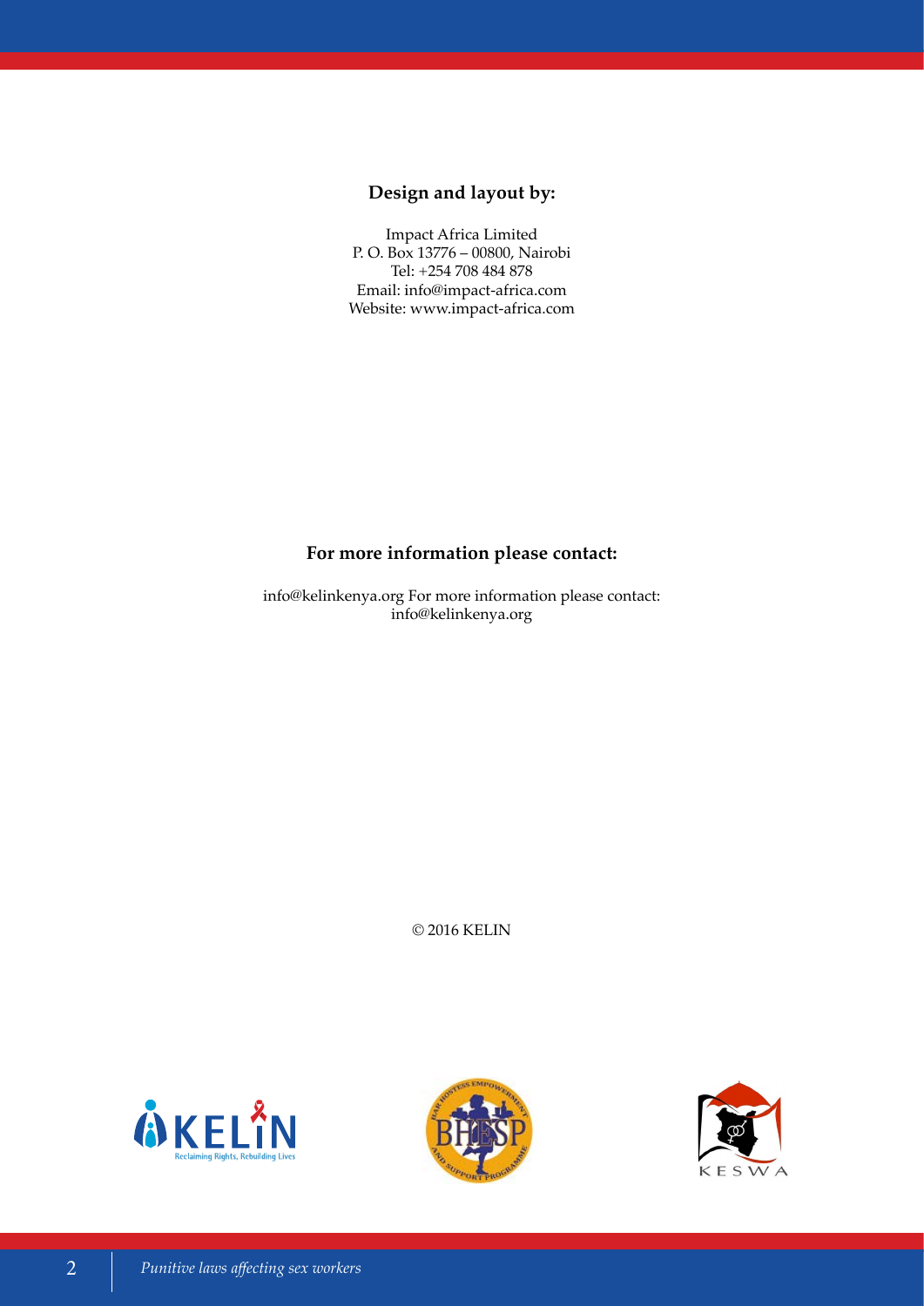**Design and layout by:**

Impact Africa Limited
P. O. Box 13776 – 00800, Nairobi
Tel: +254 708 484 878
Email: info@impact-africa.com
Website: www.impact-africa.com

**For more information please contact:**

info@kelinkenya.org For more information please contact:
info@kelinkenya.org

© 2016 KELIN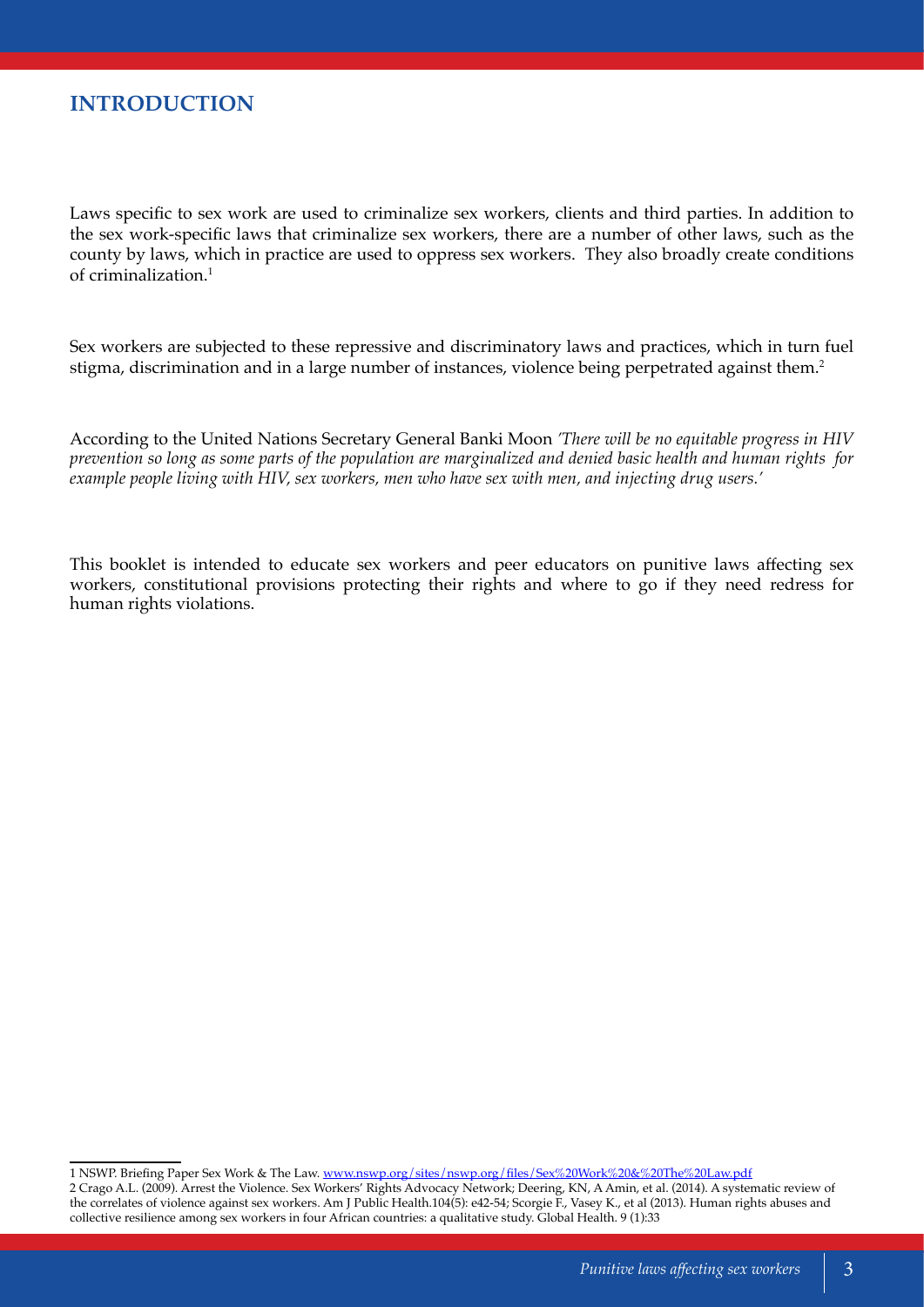## INTRODUCTION

Laws specific to sex work are used to criminalize sex workers, clients and third parties. In addition to the sex work-specific laws that criminalize sex workers, there are a number of other laws, such as the county by laws, which in practice are used to oppress sex workers. They also broadly create conditions of criminalization.[1]

Sex workers are subjected to these repressive and discriminatory laws and practices, which in turn fuel stigma, discrimination and in a large number of instances, violence being perpetrated against them.[2]

According to the United Nations Secretary General Banki Moon *'There will be no equitable progress in HIV prevention so long as some parts of the population are marginalized and denied basic health and human rights for example people living with HIV, sex workers, men who have sex with men, and injecting drug users.'*

This booklet is intended to educate sex workers and peer educators on punitive laws affecting sex workers, constitutional provisions protecting their rights and where to go if they need redress for human rights violations.

---

1 NSWP. Briefing Paper Sex Work & The Law. www.nswp.org/sites/nswp.org/files/Sex%20Work%20&%20The%20Law.pdf

2 Crago A.L. (2009). Arrest the Violence. Sex Workers' Rights Advocacy Network; Deering, KN, A Amin, et al. (2014). A systematic review of the correlates of violence against sex workers. Am J Public Health.104(5): e42-54; Scorgie F., Vasey K., et al (2013). Human rights abuses and collective resilience among sex workers in four African countries: a qualitative study. Global Health. 9 (1):33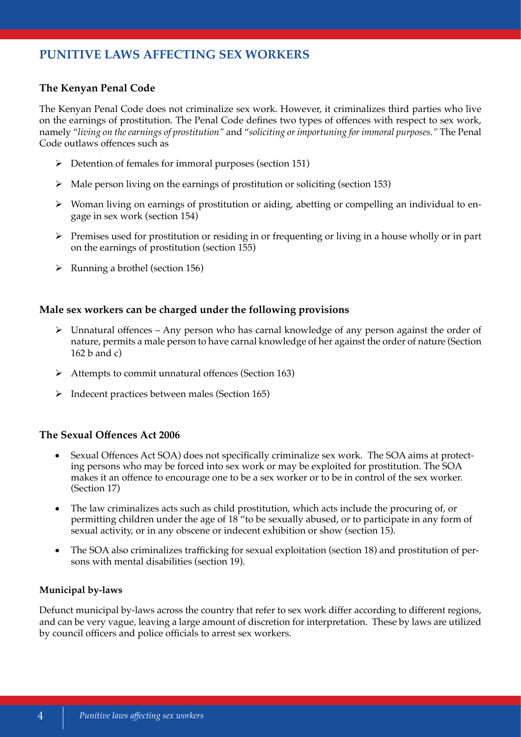## PUNITIVE LAWS AFFECTING SEX WORKERS

### The Kenyan Penal Code

The Kenyan Penal Code does not criminalize sex work. However, it criminalizes third parties who live on the earnings of prostitution. The Penal Code defines two types of offences with respect to sex work, namely "*living on the earnings of prostitution"* and "*soliciting or importuning for immoral purposes."* The Penal Code outlaws offences such as

- Detention of females for immoral purposes (section 151)
- Male person living on the earnings of prostitution or soliciting (section 153)
- Woman living on earnings of prostitution or aiding, abetting or compelling an individual to engage in sex work (section 154)
- Premises used for prostitution or residing in or frequenting or living in a house wholly or in part on the earnings of prostitution (section 155)
- Running a brothel (section 156)

### Male sex workers can be charged under the following provisions

- Unnatural offences – Any person who has carnal knowledge of any person against the order of nature, permits a male person to have carnal knowledge of her against the order of nature (Section 162 b and c)
- Attempts to commit unnatural offences (Section 163)
- Indecent practices between males (Section 165)

### The Sexual Offences Act 2006

- Sexual Offences Act SOA) does not specifically criminalize sex work. The SOA aims at protecting persons who may be forced into sex work or may be exploited for prostitution. The SOA makes it an offence to encourage one to be a sex worker or to be in control of the sex worker. (Section 17)
- The law criminalizes acts such as child prostitution, which acts include the procuring of, or permitting children under the age of 18 "to be sexually abused, or to participate in any form of sexual activity, or in any obscene or indecent exhibition or show (section 15).
- The SOA also criminalizes trafficking for sexual exploitation (section 18) and prostitution of persons with mental disabilities (section 19).

#### Municipal by-laws

Defunct municipal by-laws across the country that refer to sex work differ according to different regions, and can be very vague, leaving a large amount of discretion for interpretation. These by laws are utilized by council officers and police officials to arrest sex workers.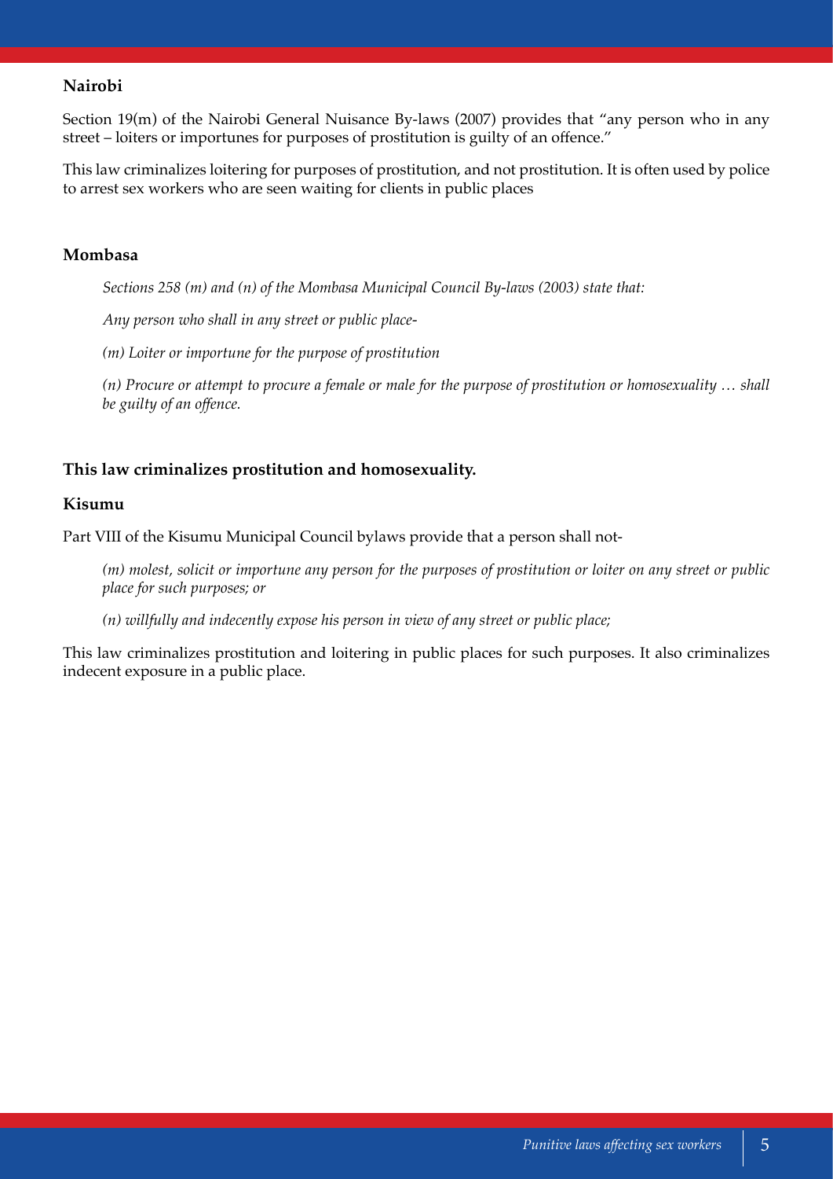### Nairobi

Section 19(m) of the Nairobi General Nuisance By-laws (2007) provides that "any person who in any street – loiters or importunes for purposes of prostitution is guilty of an offence."

This law criminalizes loitering for purposes of prostitution, and not prostitution. It is often used by police to arrest sex workers who are seen waiting for clients in public places

### Mombasa

> *Sections 258 (m) and (n) of the Mombasa Municipal Council By-laws (2003) state that:*
>
> *Any person who shall in any street or public place-*
>
> *(m) Loiter or importune for the purpose of prostitution*
>
> *(n) Procure or attempt to procure a female or male for the purpose of prostitution or homosexuality … shall be guilty of an offence.*

**This law criminalizes prostitution and homosexuality.**

### Kisumu

Part VIII of the Kisumu Municipal Council bylaws provide that a person shall not-

> *(m) molest, solicit or importune any person for the purposes of prostitution or loiter on any street or public place for such purposes; or*
>
> *(n) willfully and indecently expose his person in view of any street or public place;*

This law criminalizes prostitution and loitering in public places for such purposes. It also criminalizes indecent exposure in a public place.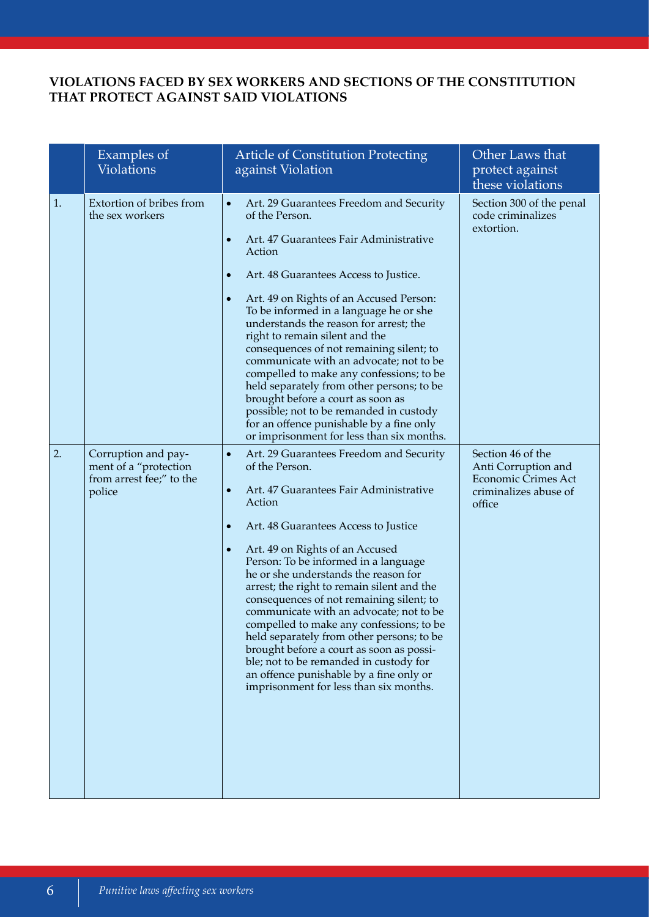**VIOLATIONS FACED BY SEX WORKERS AND SECTIONS OF THE CONSTITUTION THAT PROTECT AGAINST SAID VIOLATIONS**

| | Examples of Violations | Article of Constitution Protecting against Violation | Other Laws that protect against these violations |
|---|---|---|---|
| 1. | Extortion of bribes from the sex workers | • Art. 29 Guarantees Freedom and Security of the Person.<br>• Art. 47 Guarantees Fair Administrative Action<br>• Art. 48 Guarantees Access to Justice.<br>• Art. 49 on Rights of an Accused Person: To be informed in a language he or she understands the reason for arrest; the right to remain silent and the consequences of not remaining silent; to communicate with an advocate; not to be compelled to make any confessions; to be held separately from other persons; to be brought before a court as soon as possible; not to be remanded in custody for an offence punishable by a fine only or imprisonment for less than six months. | Section 300 of the penal code criminalizes extortion. |
| 2. | Corruption and payment of a "protection from arrest fee;" to the police | • Art. 29 Guarantees Freedom and Security of the Person.<br>• Art. 47 Guarantees Fair Administrative Action<br>• Art. 48 Guarantees Access to Justice<br>• Art. 49 on Rights of an Accused Person: To be informed in a language he or she understands the reason for arrest; the right to remain silent and the consequences of not remaining silent; to communicate with an advocate; not to be compelled to make any confessions; to be held separately from other persons; to be brought before a court as soon as possible; not to be remanded in custody for an offence punishable by a fine only or imprisonment for less than six months. | Section 46 of the Anti Corruption and Economic Crimes Act criminalizes abuse of office |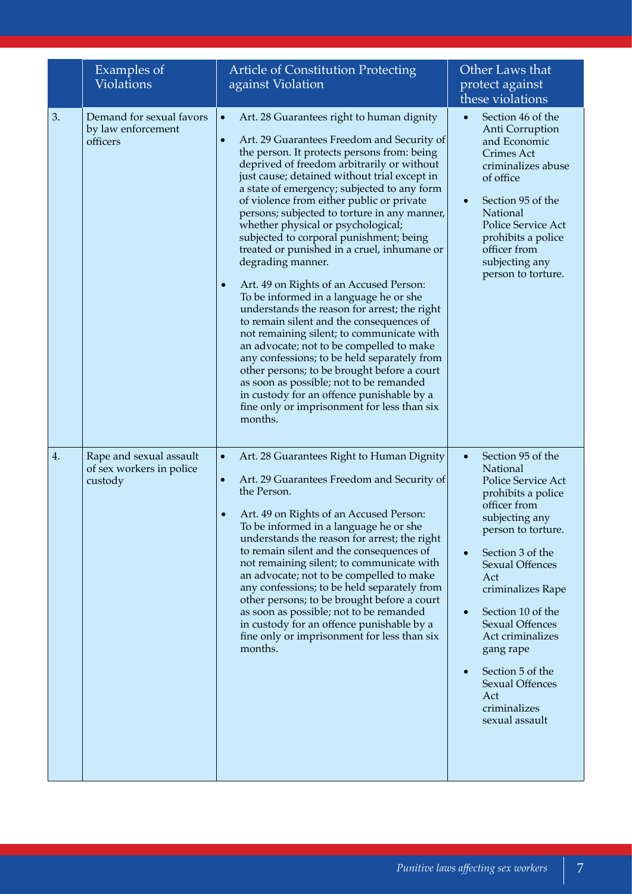| | Examples of Violations | Article of Constitution Protecting against Violation | Other Laws that protect against these violations |
|---|---|---|---|
| 3. | Demand for sexual favors by law enforcement officers | • Art. 28 Guarantees right to human dignity<br>• Art. 29 Guarantees Freedom and Security of the person. It protects persons from: being deprived of freedom arbitrarily or without just cause; detained without trial except in a state of emergency; subjected to any form of violence from either public or private persons; subjected to torture in any manner, whether physical or psychological; subjected to corporal punishment; being treated or punished in a cruel, inhumane or degrading manner.<br>• Art. 49 on Rights of an Accused Person: To be informed in a language he or she understands the reason for arrest; the right to remain silent and the consequences of not remaining silent; to communicate with an advocate; not to be compelled to make any confessions; to be held separately from other persons; to be brought before a court as soon as possible; not to be remanded in custody for an offence punishable by a fine only or imprisonment for less than six months. | • Section 46 of the Anti Corruption and Economic Crimes Act criminalizes abuse of office<br>• Section 95 of the National Police Service Act prohibits a police officer from subjecting any person to torture. |
| 4. | Rape and sexual assault of sex workers in police custody | • Art. 28 Guarantees Right to Human Dignity<br>• Art. 29 Guarantees Freedom and Security of the Person.<br>• Art. 49 on Rights of an Accused Person: To be informed in a language he or she understands the reason for arrest; the right to remain silent and the consequences of not remaining silent; to communicate with an advocate; not to be compelled to make any confessions; to be held separately from other persons; to be brought before a court as soon as possible; not to be remanded in custody for an offence punishable by a fine only or imprisonment for less than six months. | • Section 95 of the National Police Service Act prohibits a police officer from subjecting any person to torture.<br>• Section 3 of the Sexual Offences Act criminalizes Rape<br>• Section 10 of the Sexual Offences Act criminalizes gang rape<br>• Section 5 of the Sexual Offences Act criminalizes sexual assault |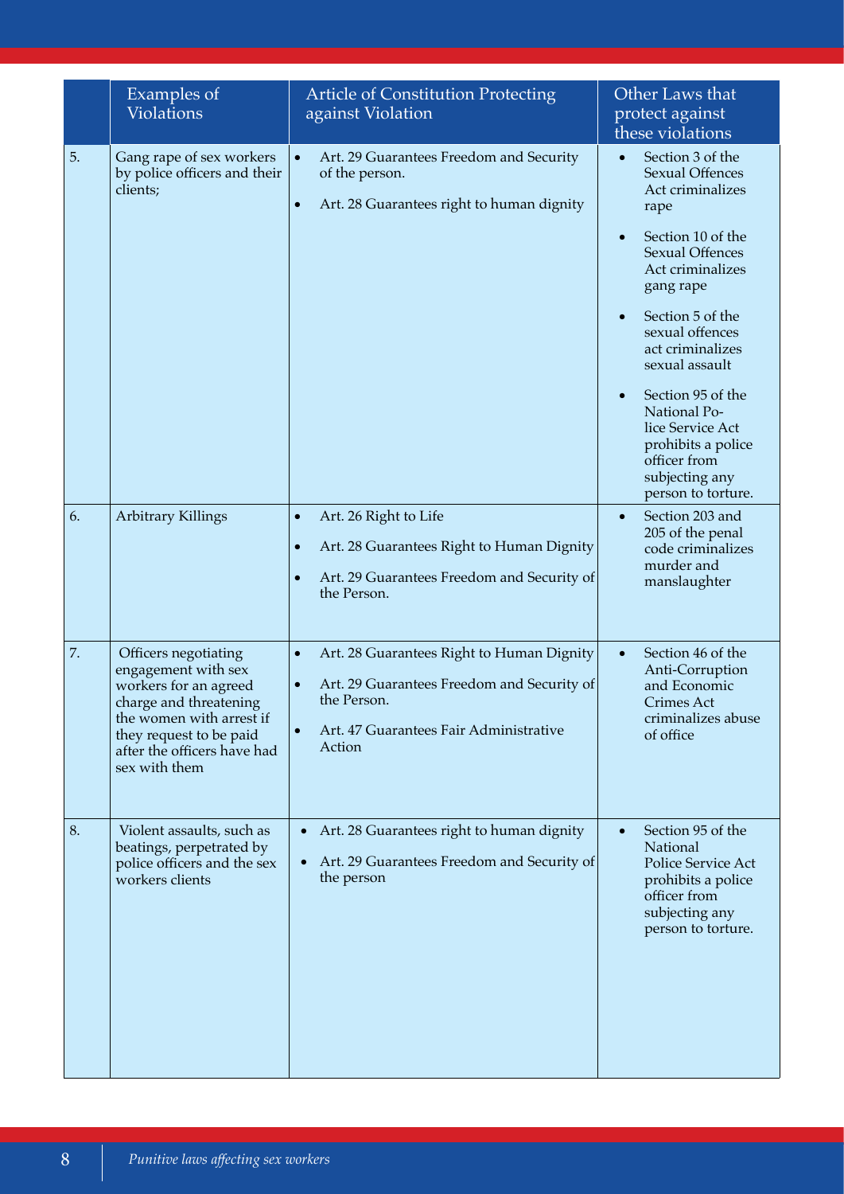| | Examples of Violations | Article of Constitution Protecting against Violation | Other Laws that protect against these violations |
|---|---|---|---|
| 5. | Gang rape of sex workers by police officers and their clients; | • Art. 29 Guarantees Freedom and Security of the person. <br> • Art. 28 Guarantees right to human dignity | • Section 3 of the Sexual Offences Act criminalizes rape <br> • Section 10 of the Sexual Offences Act criminalizes gang rape <br> • Section 5 of the sexual offences act criminalizes sexual assault <br> • Section 95 of the National Police Service Act prohibits a police officer from subjecting any person to torture. |
| 6. | Arbitrary Killings | • Art. 26 Right to Life <br> • Art. 28 Guarantees Right to Human Dignity <br> • Art. 29 Guarantees Freedom and Security of the Person. | • Section 203 and 205 of the penal code criminalizes murder and manslaughter |
| 7. | Officers negotiating engagement with sex workers for an agreed charge and threatening the women with arrest if they request to be paid after the officers have had sex with them | • Art. 28 Guarantees Right to Human Dignity <br> • Art. 29 Guarantees Freedom and Security of the Person. <br> • Art. 47 Guarantees Fair Administrative Action | • Section 46 of the Anti-Corruption and Economic Crimes Act criminalizes abuse of office |
| 8. | Violent assaults, such as beatings, perpetrated by police officers and the sex workers clients | • Art. 28 Guarantees right to human dignity <br> • Art. 29 Guarantees Freedom and Security of the person | • Section 95 of the National Police Service Act prohibits a police officer from subjecting any person to torture. |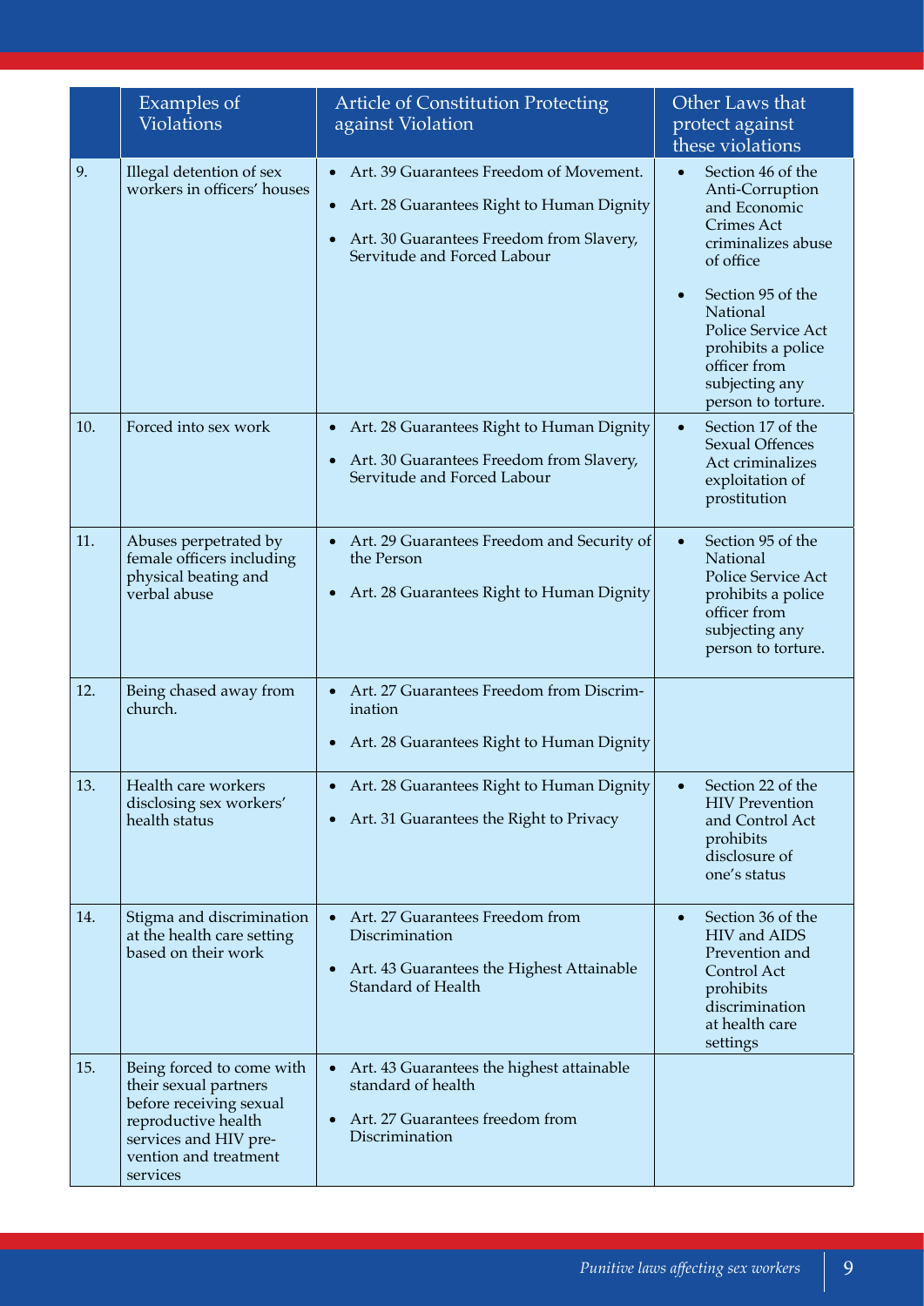| | Examples of Violations | Article of Constitution Protecting against Violation | Other Laws that protect against these violations |
|---|---|---|---|
| 9. | Illegal detention of sex workers in officers' houses | • Art. 39 Guarantees Freedom of Movement.<br>• Art. 28 Guarantees Right to Human Dignity<br>• Art. 30 Guarantees Freedom from Slavery, Servitude and Forced Labour | • Section 46 of the Anti-Corruption and Economic Crimes Act criminalizes abuse of office<br>• Section 95 of the National Police Service Act prohibits a police officer from subjecting any person to torture. |
| 10. | Forced into sex work | • Art. 28 Guarantees Right to Human Dignity<br>• Art. 30 Guarantees Freedom from Slavery, Servitude and Forced Labour | • Section 17 of the Sexual Offences Act criminalizes exploitation of prostitution |
| 11. | Abuses perpetrated by female officers including physical beating and verbal abuse | • Art. 29 Guarantees Freedom and Security of the Person<br>• Art. 28 Guarantees Right to Human Dignity | • Section 95 of the National Police Service Act prohibits a police officer from subjecting any person to torture. |
| 12. | Being chased away from church. | • Art. 27 Guarantees Freedom from Discrimination<br>• Art. 28 Guarantees Right to Human Dignity | |
| 13. | Health care workers disclosing sex workers' health status | • Art. 28 Guarantees Right to Human Dignity<br>• Art. 31 Guarantees the Right to Privacy | • Section 22 of the HIV Prevention and Control Act prohibits disclosure of one's status |
| 14. | Stigma and discrimination at the health care setting based on their work | • Art. 27 Guarantees Freedom from Discrimination<br>• Art. 43 Guarantees the Highest Attainable Standard of Health | • Section 36 of the HIV and AIDS Prevention and Control Act prohibits discrimination at health care settings |
| 15. | Being forced to come with their sexual partners before receiving sexual reproductive health services and HIV prevention and treatment services | • Art. 43 Guarantees the highest attainable standard of health<br>• Art. 27 Guarantees freedom from Discrimination | |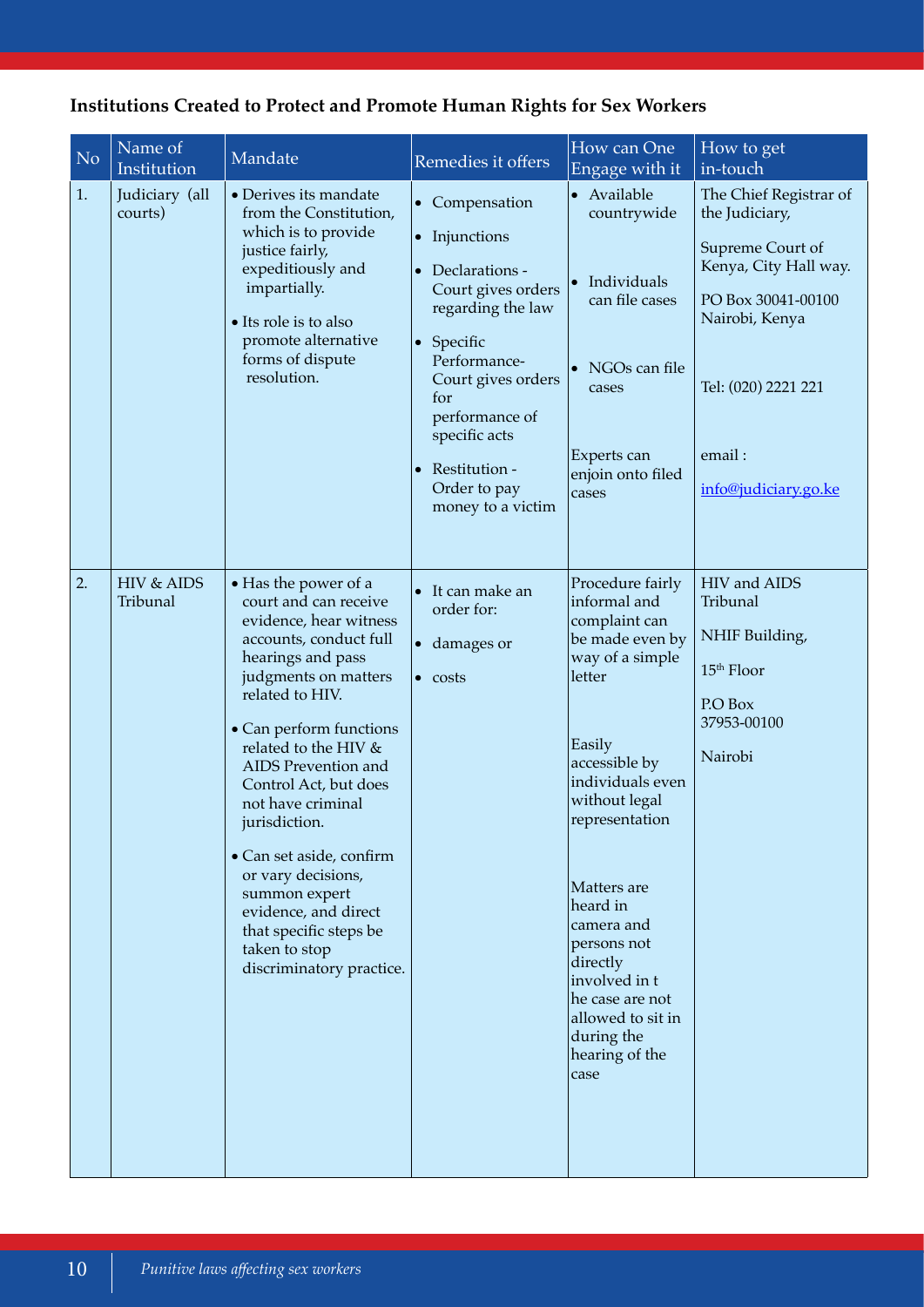**Institutions Created to Protect and Promote Human Rights for Sex Workers**

| No | Name of Institution | Mandate | Remedies it offers | How can One Engage with it | How to get in-touch |
|---|---|---|---|---|---|
| 1. | Judiciary (all courts) | • Derives its mandate from the Constitution, which is to provide justice fairly, expeditiously and impartially. <br> • Its role is to also promote alternative forms of dispute resolution. | • Compensation <br> • Injunctions <br> • Declarations - Court gives orders regarding the law <br> • Specific Performance- Court gives orders for performance of specific acts <br> • Restitution - Order to pay money to a victim | • Available countrywide <br> • Individuals can file cases <br> • NGOs can file cases <br> Experts can enjoin onto filed cases | The Chief Registrar of the Judiciary, <br> Supreme Court of Kenya, City Hall way. <br> PO Box 30041-00100 Nairobi, Kenya <br> Tel: (020) 2221 221 <br> email : info@judiciary.go.ke |
| 2. | HIV & AIDS Tribunal | • Has the power of a court and can receive evidence, hear witness accounts, conduct full hearings and pass judgments on matters related to HIV. <br> • Can perform functions related to the HIV & AIDS Prevention and Control Act, but does not have criminal jurisdiction. <br> • Can set aside, confirm or vary decisions, summon expert evidence, and direct that specific steps be taken to stop discriminatory practice. | • It can make an order for: <br> • damages or <br> • costs | Procedure fairly informal and complaint can be made even by way of a simple letter <br> Easily accessible by individuals even without legal representation <br> Matters are heard in camera and persons not directly involved in t he case are not allowed to sit in during the hearing of the case | HIV and AIDS Tribunal <br> NHIF Building, <br> 15th Floor <br> P.O Box 37953-00100 <br> Nairobi |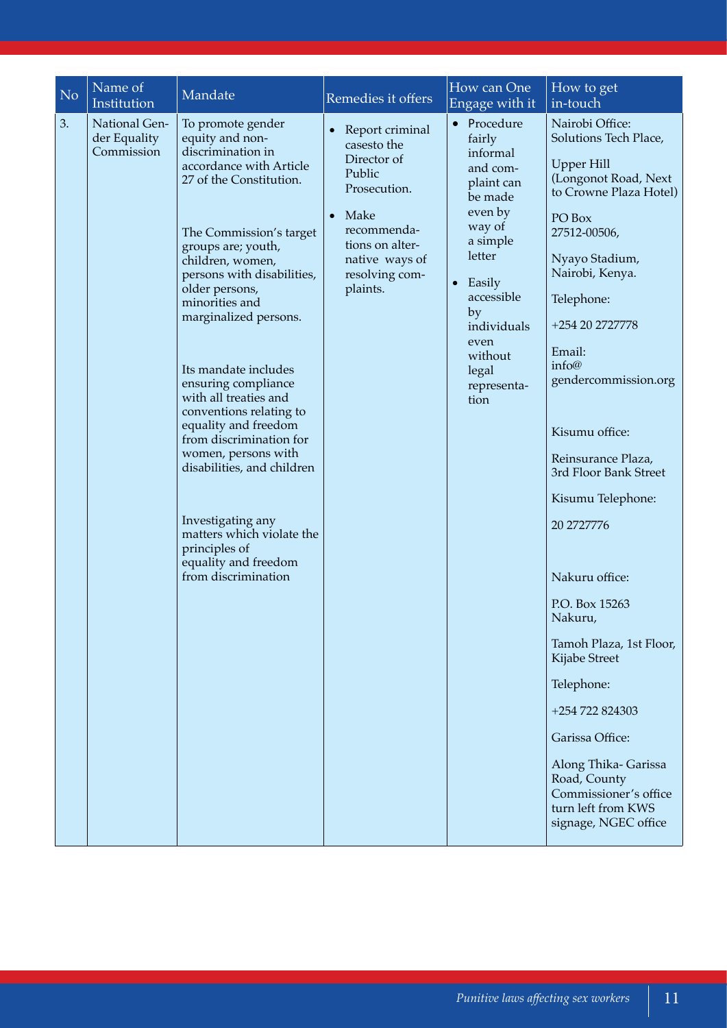| No | Name of Institution | Mandate | Remedies it offers | How can One Engage with it | How to get in-touch |
|---|---|---|---|---|---|
| 3. | National Gender Equality Commission | To promote gender equity and non-discrimination in accordance with Article 27 of the Constitution.<br><br>The Commission's target groups are; youth, children, women, persons with disabilities, older persons, minorities and marginalized persons.<br><br>Its mandate includes ensuring compliance with all treaties and conventions relating to equality and freedom from discrimination for women, persons with disabilities, and children<br><br>Investigating any matters which violate the principles of equality and freedom from discrimination | • Report criminal casesto the Director of Public Prosecution.<br>• Make recommendations on alternative ways of resolving complaints. | • Procedure fairly informal and complaint can be made even by way of a simple letter<br>• Easily accessible by individuals even without legal representation | Nairobi Office: Solutions Tech Place,<br><br>Upper Hill (Longonot Road, Next to Crowne Plaza Hotel)<br><br>PO Box 27512-00506,<br><br>Nyayo Stadium, Nairobi, Kenya.<br><br>Telephone:<br><br>+254 20 2727778<br><br>Email: info@gendercommission.org<br><br>Kisumu office:<br><br>Reinsurance Plaza, 3rd Floor Bank Street<br><br>Kisumu Telephone:<br><br>20 2727776<br><br>Nakuru office:<br><br>P.O. Box 15263 Nakuru,<br><br>Tamoh Plaza, 1st Floor, Kijabe Street<br><br>Telephone:<br><br>+254 722 824303<br><br>Garissa Office:<br><br>Along Thika- Garissa Road, County Commissioner's office turn left from KWS signage, NGEC office |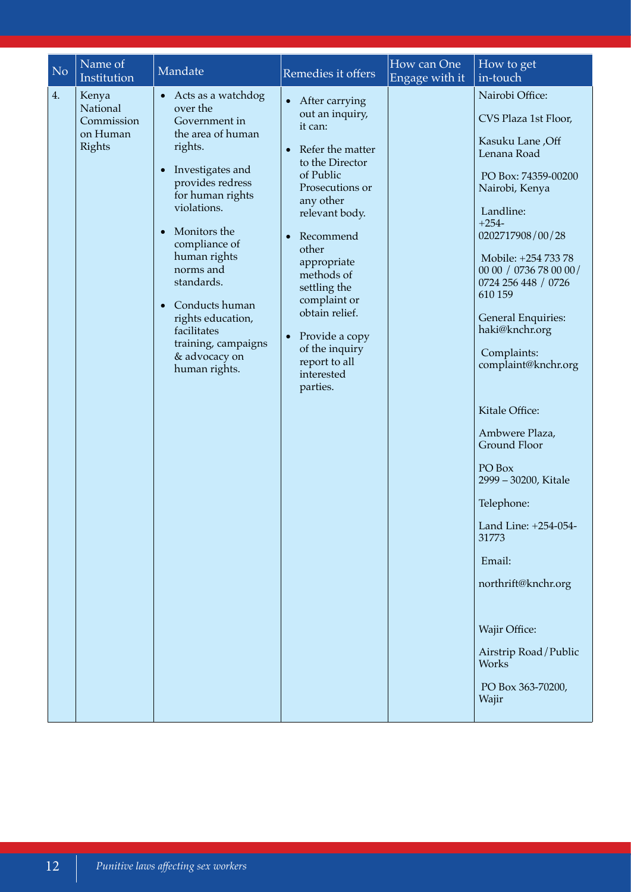| No | Name of Institution | Mandate | Remedies it offers | How can One Engage with it | How to get in-touch |
|---|---|---|---|---|---|
| 4. | Kenya National Commission on Human Rights | • Acts as a watchdog over the Government in the area of human rights.<br><br>• Investigates and provides redress for human rights violations.<br><br>• Monitors the compliance of human rights norms and standards.<br><br>• Conducts human rights education, facilitates training, campaigns & advocacy on human rights. | • After carrying out an inquiry, it can:<br><br>• Refer the matter to the Director of Public Prosecutions or any other relevant body.<br><br>• Recommend other appropriate methods of settling the complaint or obtain relief.<br><br>• Provide a copy of the inquiry report to all interested parties. | | Nairobi Office:<br><br>CVS Plaza 1st Floor,<br><br>Kasuku Lane ,Off Lenana Road<br><br>PO Box: 74359-00200 Nairobi, Kenya<br><br>Landline: +254-0202717908/00/28<br><br>Mobile: +254 733 78 00 00 / 0736 78 00 00/ 0724 256 448 / 0726 610 159<br><br>General Enquiries: haki@knchr.org<br><br>Complaints: complaint@knchr.org<br><br>Kitale Office:<br><br>Ambwere Plaza, Ground Floor<br><br>PO Box 2999 – 30200, Kitale<br><br>Telephone:<br><br>Land Line: +254-054-31773<br><br>Email:<br><br>northrift@knchr.org<br><br>Wajir Office:<br><br>Airstrip Road/Public Works<br><br>PO Box 363-70200, Wajir |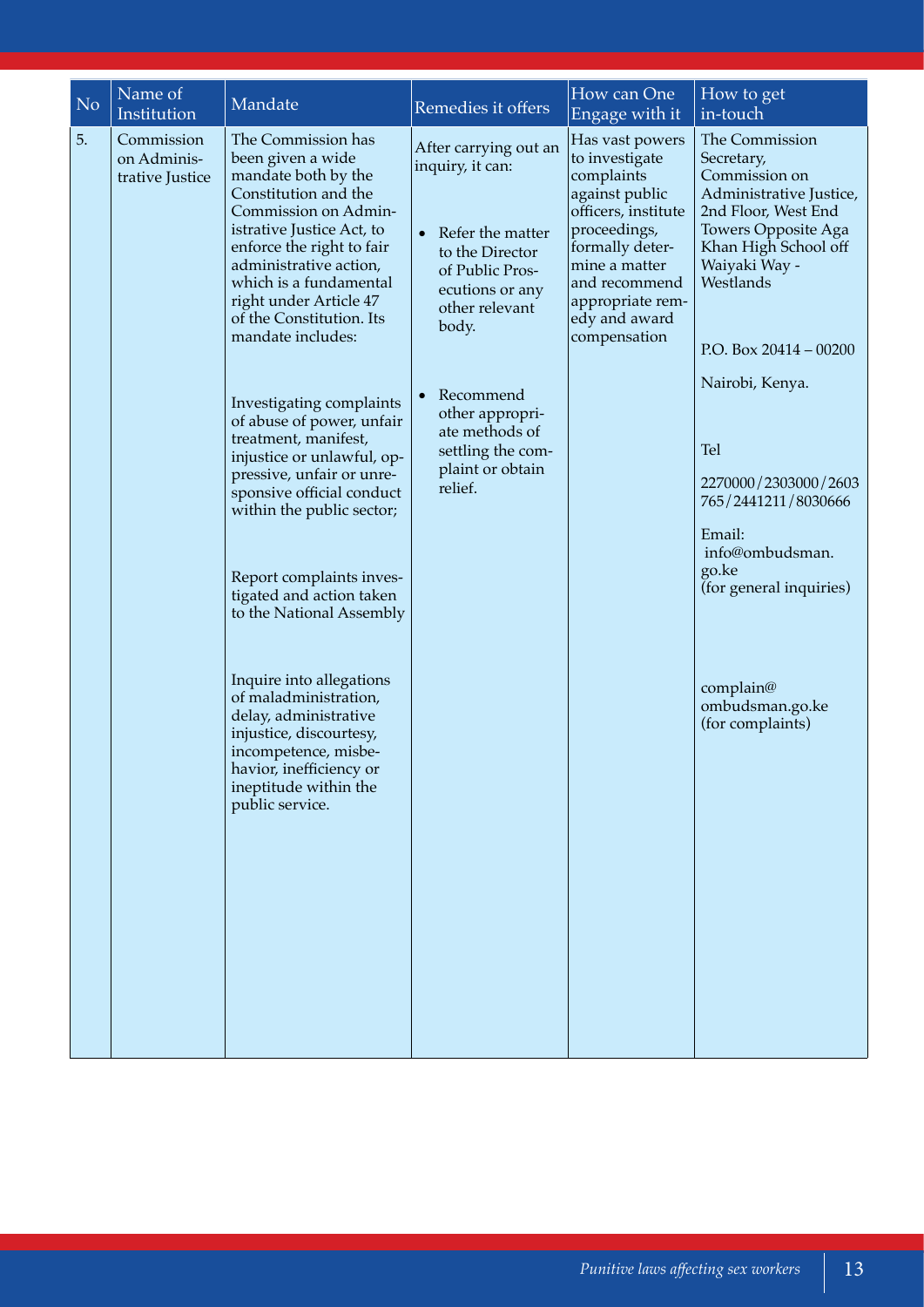| No | Name of Institution | Mandate | Remedies it offers | How can One Engage with it | How to get in-touch |
|---|---|---|---|---|---|
| 5. | Commission on Administrative Justice | The Commission has been given a wide mandate both by the Constitution and the Commission on Administrative Justice Act, to enforce the right to fair administrative action, which is a fundamental right under Article 47 of the Constitution. Its mandate includes:<br><br>Investigating complaints of abuse of power, unfair treatment, manifest, injustice or unlawful, oppressive, unfair or unresponsive official conduct within the public sector;<br><br>Report complaints investigated and action taken to the National Assembly<br><br>Inquire into allegations of maladministration, delay, administrative injustice, discourtesy, incompetence, misbehavior, inefficiency or ineptitude within the public service. | After carrying out an inquiry, it can:<br><br>• Refer the matter to the Director of Public Prosecutions or any other relevant body.<br><br>• Recommend other appropriate methods of settling the complaint or obtain relief. | Has vast powers to investigate complaints against public officers, institute proceedings, formally determine a matter and recommend appropriate remedy and award compensation | The Commission Secretary, Commission on Administrative Justice, 2nd Floor, West End Towers Opposite Aga Khan High School off Waiyaki Way - Westlands<br><br>P.O. Box 20414 – 00200<br><br>Nairobi, Kenya.<br><br>Tel<br><br>2270000/2303000/2603765/2441211/8030666<br><br>Email: info@ombudsman.go.ke (for general inquiries)<br><br>complain@ombudsman.go.ke (for complaints) |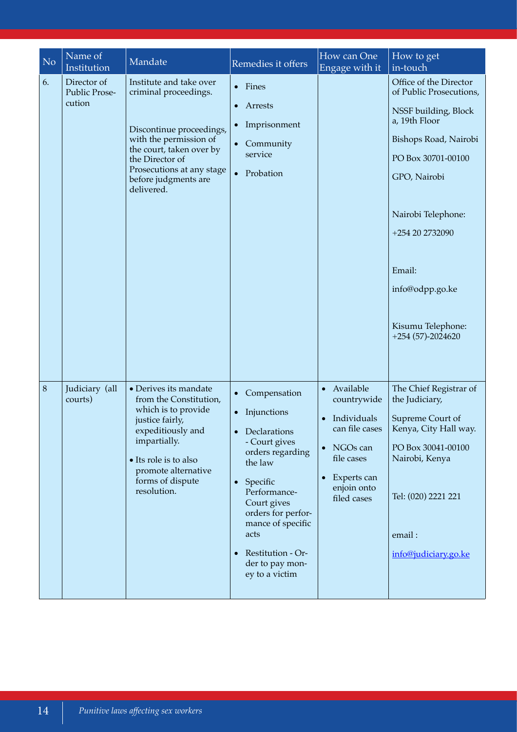| No | Name of Institution | Mandate | Remedies it offers | How can One Engage with it | How to get in-touch |
|---|---|---|---|---|---|
| 6. | Director of Public Prosecution | Institute and take over criminal proceedings.<br><br>Discontinue proceedings, with the permission of the court, taken over by the Director of Prosecutions at any stage before judgments are delivered. | • Fines<br>• Arrests<br>• Imprisonment<br>• Community service<br>• Probation | | Office of the Director of Public Prosecutions,<br><br>NSSF building, Block a, 19th Floor<br><br>Bishops Road, Nairobi<br><br>PO Box 30701-00100<br><br>GPO, Nairobi<br><br>Nairobi Telephone:<br><br>+254 20 2732090<br><br>Email:<br><br>info@odpp.go.ke<br><br>Kisumu Telephone: +254 (57)-2024620 |
| 8 | Judiciary (all courts) | • Derives its mandate from the Constitution, which is to provide justice fairly, expeditiously and impartially.<br>• Its role is to also promote alternative forms of dispute resolution. | • Compensation<br>• Injunctions<br>• Declarations - Court gives orders regarding the law<br>• Specific Performance- Court gives orders for performance of specific acts<br>• Restitution - Order to pay money to a victim | • Available countrywide<br>• Individuals can file cases<br>• NGOs can file cases<br>• Experts can enjoin onto filed cases | The Chief Registrar of the Judiciary,<br><br>Supreme Court of Kenya, City Hall way.<br><br>PO Box 30041-00100 Nairobi, Kenya<br><br>Tel: (020) 2221 221<br><br>email :<br><br>info@judiciary.go.ke |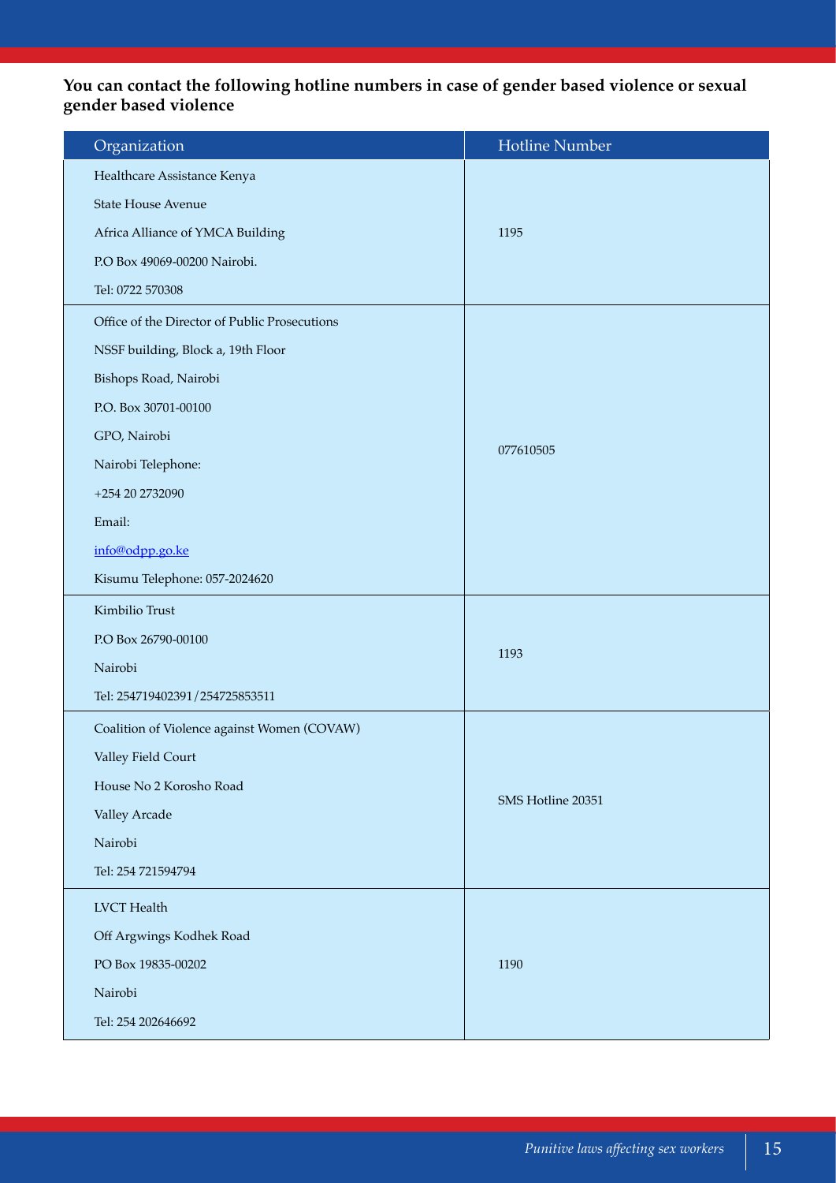**You can contact the following hotline numbers in case of gender based violence or sexual gender based violence**

| Organization | Hotline Number |
| --- | --- |
| Healthcare Assistance Kenya<br>State House Avenue<br>Africa Alliance of YMCA Building<br>P.O Box 49069-00200 Nairobi.<br>Tel: 0722 570308 | 1195 |
| Office of the Director of Public Prosecutions<br>NSSF building, Block a, 19th Floor<br>Bishops Road, Nairobi<br>P.O. Box 30701-00100<br>GPO, Nairobi<br>Nairobi Telephone:<br>+254 20 2732090<br>Email:<br>info@odpp.go.ke<br>Kisumu Telephone: 057-2024620 | 077610505 |
| Kimbilio Trust<br>P.O Box 26790-00100<br>Nairobi<br>Tel: 254719402391/254725853511 | 1193 |
| Coalition of Violence against Women (COVAW)<br>Valley Field Court<br>House No 2 Korosho Road<br>Valley Arcade<br>Nairobi<br>Tel: 254 721594794 | SMS Hotline 20351 |
| LVCT Health<br>Off Argwings Kodhek Road<br>PO Box 19835-00202<br>Nairobi<br>Tel: 254 202646692 | 1190 |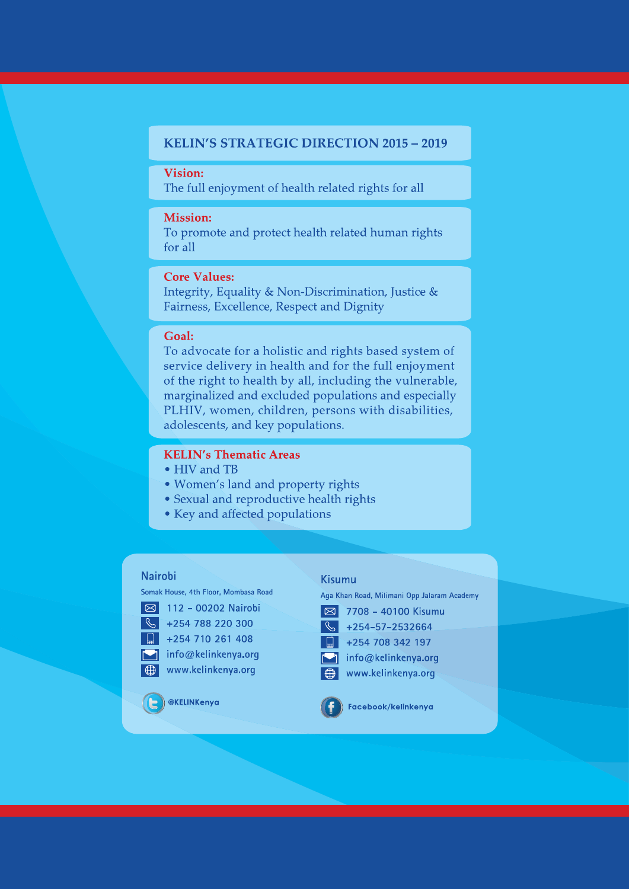## KELIN'S STRATEGIC DIRECTION 2015 – 2019

**Vision:**
The full enjoyment of health related rights for all

**Mission:**
To promote and protect health related human rights for all

**Core Values:**
Integrity, Equality & Non-Discrimination, Justice & Fairness, Excellence, Respect and Dignity

**Goal:**
To advocate for a holistic and rights based system of service delivery in health and for the full enjoyment of the right to health by all, including the vulnerable, marginalized and excluded populations and especially PLHIV, women, children, persons with disabilities, adolescents, and key populations.

**KELIN's Thematic Areas**
- HIV and TB
- Women's land and property rights
- Sexual and reproductive health rights
- Key and affected populations

### Nairobi

Somak House, 4th Floor, Mombasa Road

112 – 00202 Nairobi
+254 788 220 300
+254 710 261 408
info@kelinkenya.org
www.kelinkenya.org

@KELINKenya

### Kisumu

Aga Khan Road, Milimani Opp Jalaram Academy

7708 – 40100 Kisumu
+254-57-2532664
+254 708 342 197
info@kelinkenya.org
www.kelinkenya.org

Facebook/kelinkenya